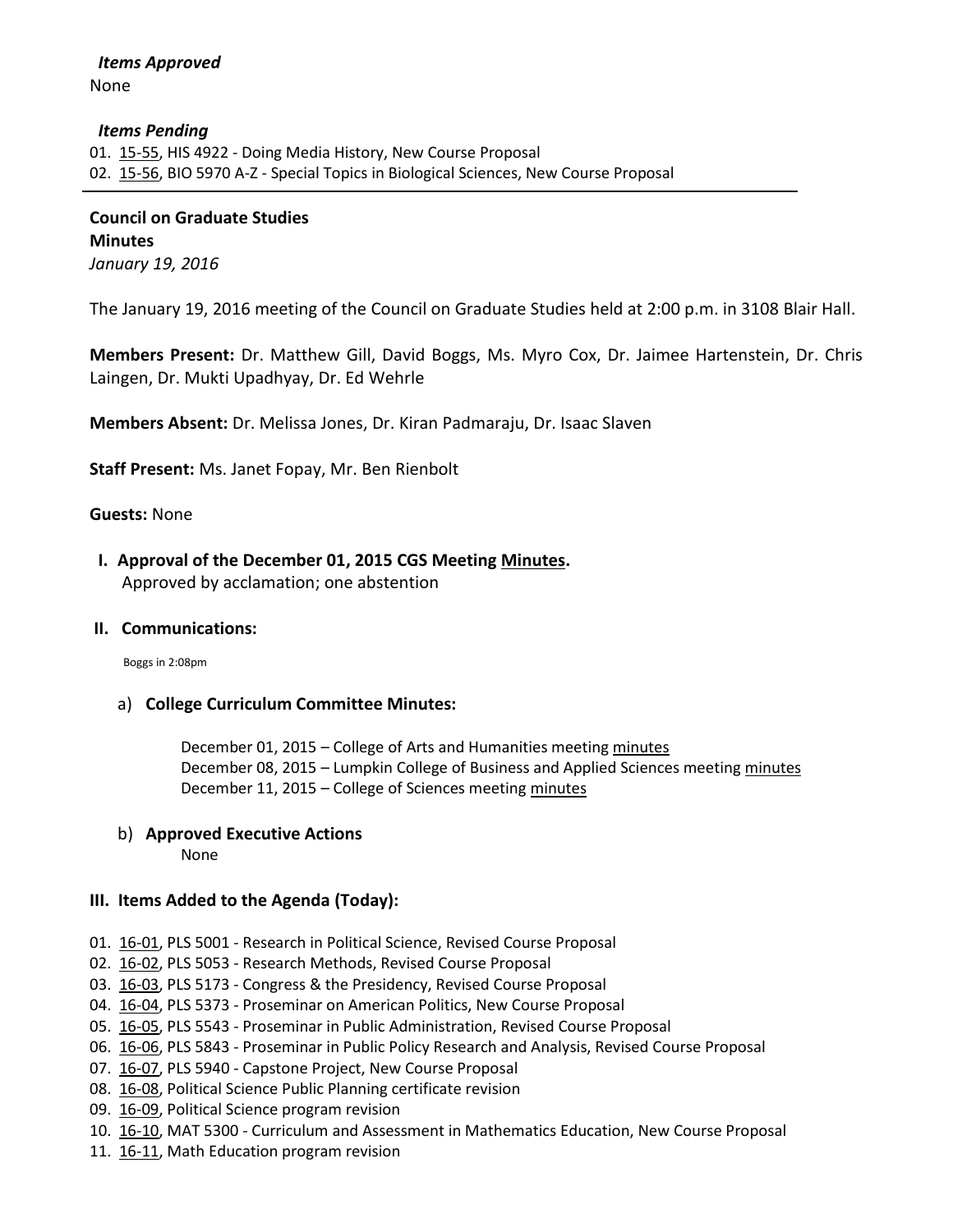*Items Approved*

None

*Items Pending*

01. 15-55, HIS 4922 - Doing Media History, New Course Proposal
02. 15-56, BIO 5970 A-Z - Special Topics in Biological Sciences, New Course Proposal

---

**Council on Graduate Studies**
**Minutes**
*January 19, 2016*

The January 19, 2016 meeting of the Council on Graduate Studies held at 2:00 p.m. in 3108 Blair Hall.

**Members Present:** Dr. Matthew Gill, David Boggs, Ms. Myro Cox, Dr. Jaimee Hartenstein, Dr. Chris Laingen, Dr. Mukti Upadhyay, Dr. Ed Wehrle

**Members Absent:** Dr. Melissa Jones, Dr. Kiran Padmaraju, Dr. Isaac Slaven

**Staff Present:** Ms. Janet Fopay, Mr. Ben Rienbolt

**Guests:** None

**I. Approval of the December 01, 2015 CGS Meeting Minutes.**
Approved by acclamation; one abstention

**II. Communications:**

Boggs in 2:08pm

a) **College Curriculum Committee Minutes:**

December 01, 2015 – College of Arts and Humanities meeting minutes
December 08, 2015 – Lumpkin College of Business and Applied Sciences meeting minutes
December 11, 2015 – College of Sciences meeting minutes

b) **Approved Executive Actions**
None

**III. Items Added to the Agenda (Today):**

01. 16-01, PLS 5001 - Research in Political Science, Revised Course Proposal
02. 16-02, PLS 5053 - Research Methods, Revised Course Proposal
03. 16-03, PLS 5173 - Congress & the Presidency, Revised Course Proposal
04. 16-04, PLS 5373 - Proseminar on American Politics, New Course Proposal
05. 16-05, PLS 5543 - Proseminar in Public Administration, Revised Course Proposal
06. 16-06, PLS 5843 - Proseminar in Public Policy Research and Analysis, Revised Course Proposal
07. 16-07, PLS 5940 - Capstone Project, New Course Proposal
08. 16-08, Political Science Public Planning certificate revision
09. 16-09, Political Science program revision
10. 16-10, MAT 5300 - Curriculum and Assessment in Mathematics Education, New Course Proposal
11. 16-11, Math Education program revision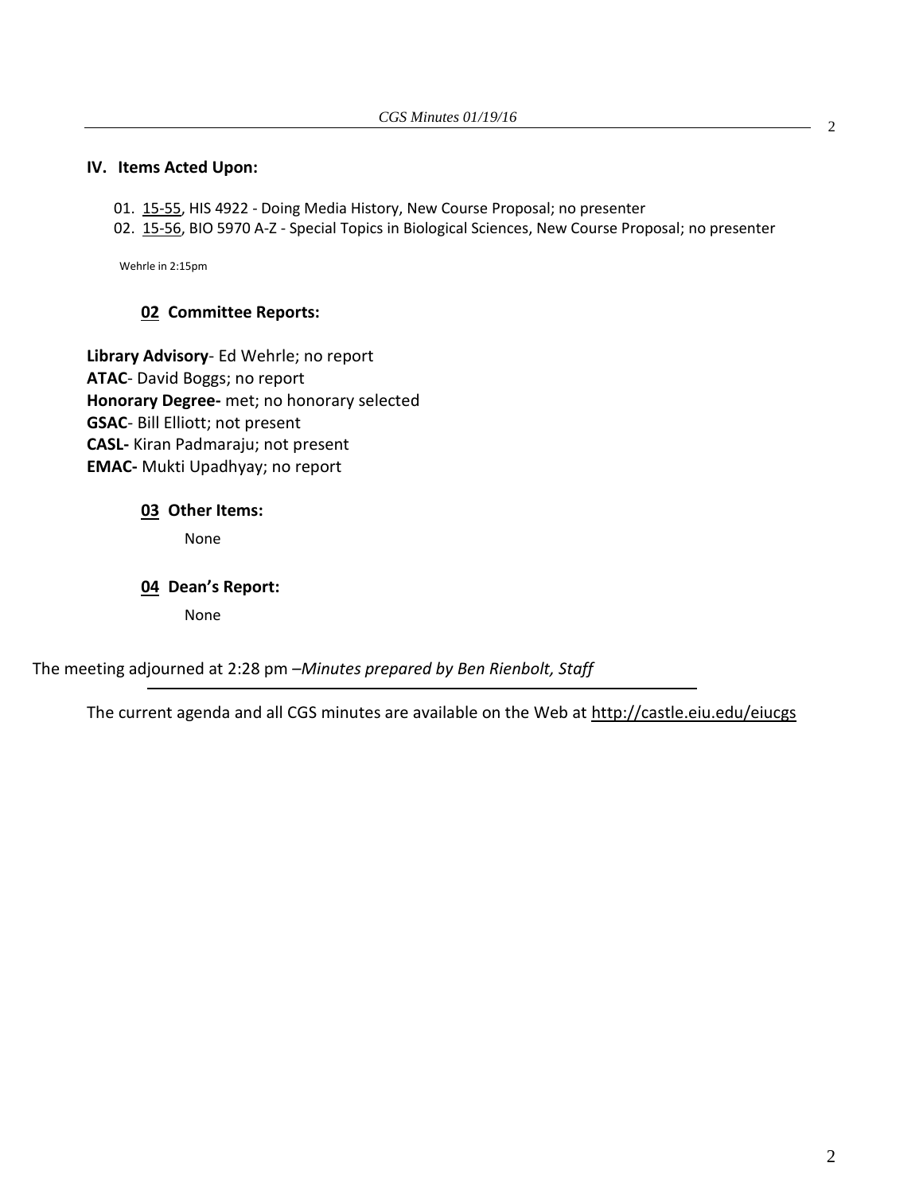## IV. Items Acted Upon:

01. 15-55, HIS 4922 - Doing Media History, New Course Proposal; no presenter
02. 15-56, BIO 5970 A-Z - Special Topics in Biological Sciences, New Course Proposal; no presenter

Wehrle in 2:15pm

### 02 Committee Reports:

**Library Advisory**- Ed Wehrle; no report
**ATAC**- David Boggs; no report
**Honorary Degree-** met; no honorary selected
**GSAC**- Bill Elliott; not present
**CASL-** Kiran Padmaraju; not present
**EMAC-** Mukti Upadhyay; no report

### 03 Other Items:

None

### 04 Dean's Report:

None

The meeting adjourned at 2:28 pm –*Minutes prepared by Ben Rienbolt, Staff*

---

The current agenda and all CGS minutes are available on the Web at http://castle.eiu.edu/eiucgs